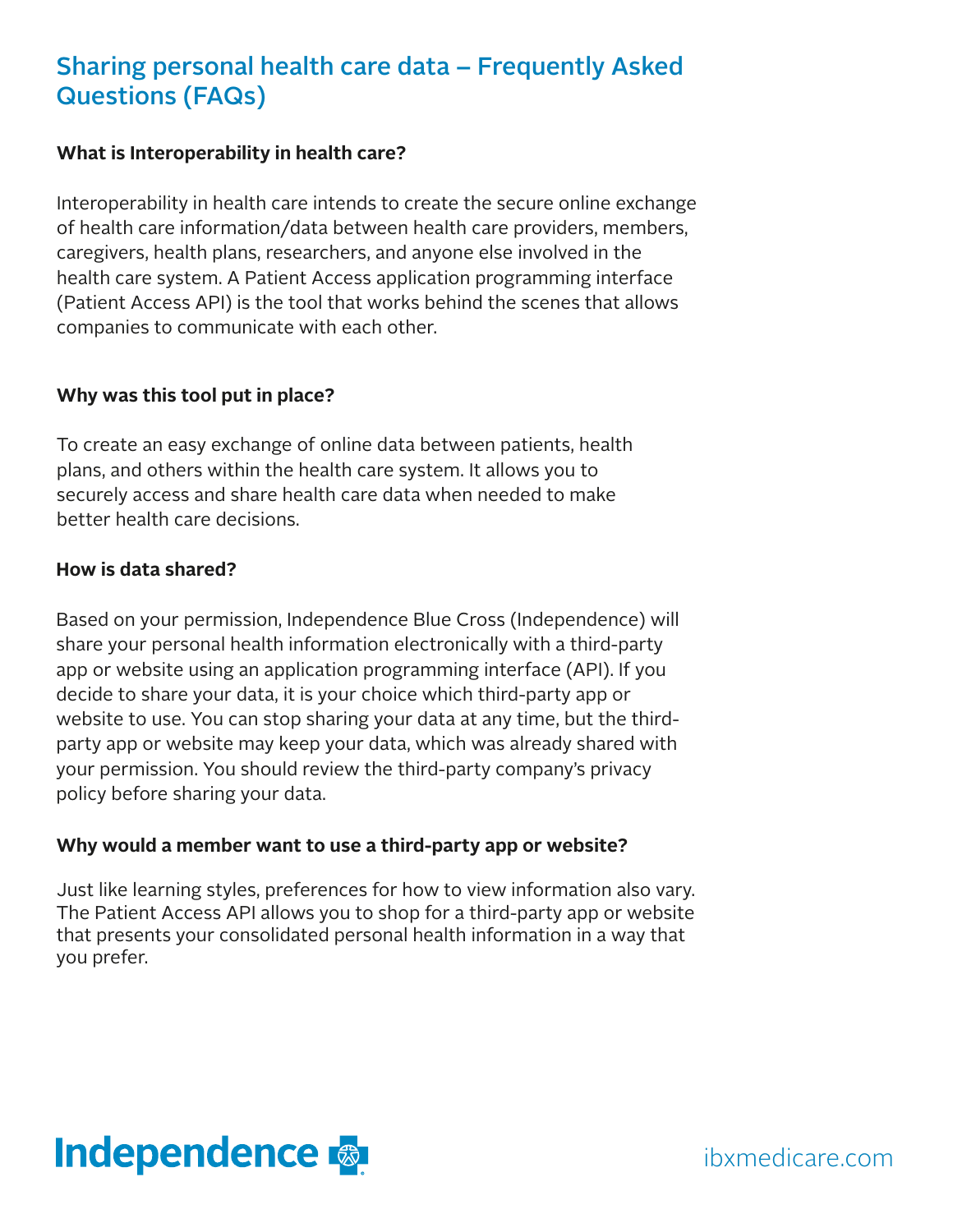# Sharing personal health care data – Frequently Asked Questions (FAQs)

**What is Interoperability in health care?**

Interoperability in health care intends to create the secure online exchange of health care information/data between health care providers, members, caregivers, health plans, researchers, and anyone else involved in the health care system. A Patient Access application programming interface (Patient Access API) is the tool that works behind the scenes that allows companies to communicate with each other.

**Why was this tool put in place?**

To create an easy exchange of online data between patients, health plans, and others within the health care system. It allows you to securely access and share health care data when needed to make better health care decisions.

**How is data shared?**

Based on your permission, Independence Blue Cross (Independence) will share your personal health information electronically with a third-party app or website using an application programming interface (API). If you decide to share your data, it is your choice which third-party app or website to use. You can stop sharing your data at any time, but the third-party app or website may keep your data, which was already shared with your permission. You should review the third-party company's privacy policy before sharing your data.

**Why would a member want to use a third-party app or website?**

Just like learning styles, preferences for how to view information also vary. The Patient Access API allows you to shop for a third-party app or website that presents your consolidated personal health information in a way that you prefer.

Independence

ibxmedicare.com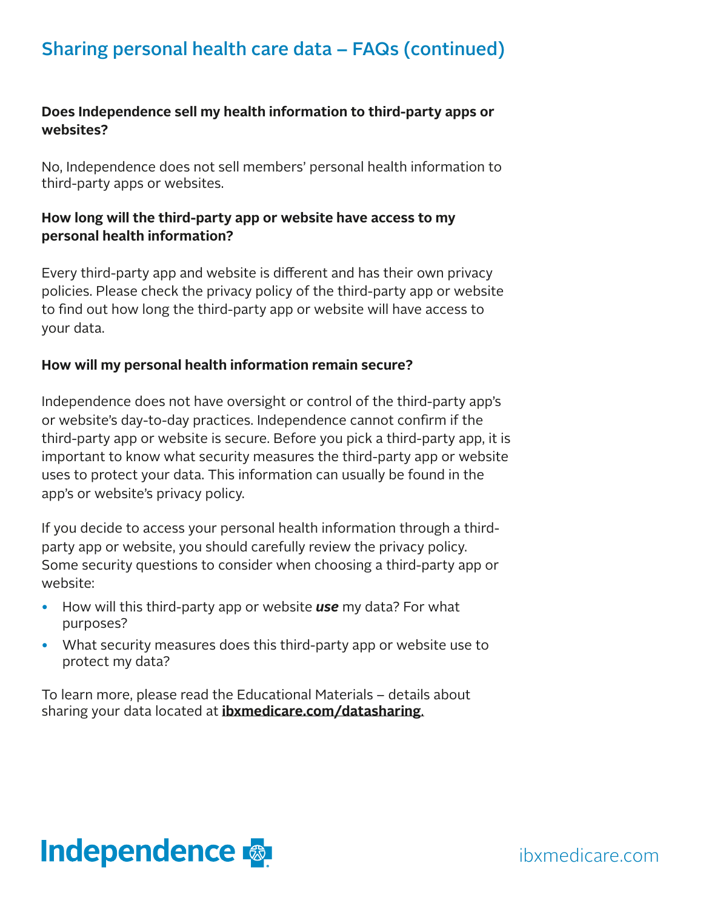## Sharing personal health care data – FAQs (continued)

**Does Independence sell my health information to third-party apps or websites?**

No, Independence does not sell members' personal health information to third-party apps or websites.

**How long will the third-party app or website have access to my personal health information?**

Every third-party app and website is different and has their own privacy policies. Please check the privacy policy of the third-party app or website to find out how long the third-party app or website will have access to your data.

**How will my personal health information remain secure?**

Independence does not have oversight or control of the third-party app's or website's day-to-day practices. Independence cannot confirm if the third-party app or website is secure. Before you pick a third-party app, it is important to know what security measures the third-party app or website uses to protect your data. This information can usually be found in the app's or website's privacy policy.

If you decide to access your personal health information through a third-party app or website, you should carefully review the privacy policy. Some security questions to consider when choosing a third-party app or website:

- How will this third-party app or website ***use*** my data? For what purposes?
- What security measures does this third-party app or website use to protect my data?

To learn more, please read the Educational Materials – details about sharing your data located at **ibxmedicare.com/datasharing**.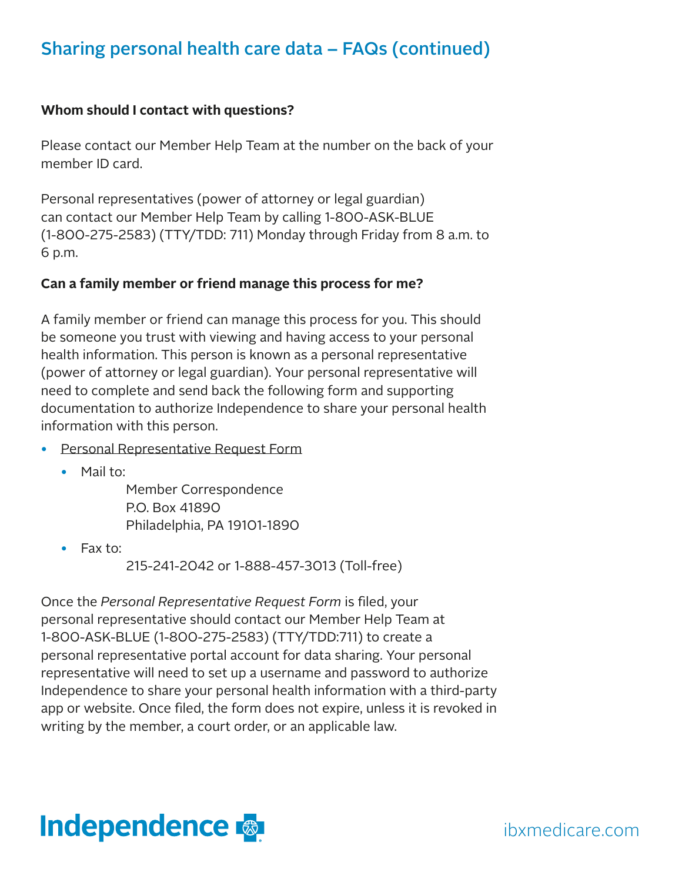## Sharing personal health care data – FAQs (continued)

**Whom should I contact with questions?**

Please contact our Member Help Team at the number on the back of your member ID card.

Personal representatives (power of attorney or legal guardian) can contact our Member Help Team by calling 1-800-ASK-BLUE (1-800-275-2583) (TTY/TDD: 711) Monday through Friday from 8 a.m. to 6 p.m.

**Can a family member or friend manage this process for me?**

A family member or friend can manage this process for you. This should be someone you trust with viewing and having access to your personal health information. This person is known as a personal representative (power of attorney or legal guardian). Your personal representative will need to complete and send back the following form and supporting documentation to authorize Independence to share your personal health information with this person.

- Personal Representative Request Form
  - Mail to:
    Member Correspondence
    P.O. Box 41890
    Philadelphia, PA 19101-1890
  - Fax to:
    215-241-2042 or 1-888-457-3013 (Toll-free)

Once the *Personal Representative Request Form* is filed, your personal representative should contact our Member Help Team at 1-800-ASK-BLUE (1-800-275-2583) (TTY/TDD:711) to create a personal representative portal account for data sharing. Your personal representative will need to set up a username and password to authorize Independence to share your personal health information with a third-party app or website. Once filed, the form does not expire, unless it is revoked in writing by the member, a court order, or an applicable law.

Independence

ibxmedicare.com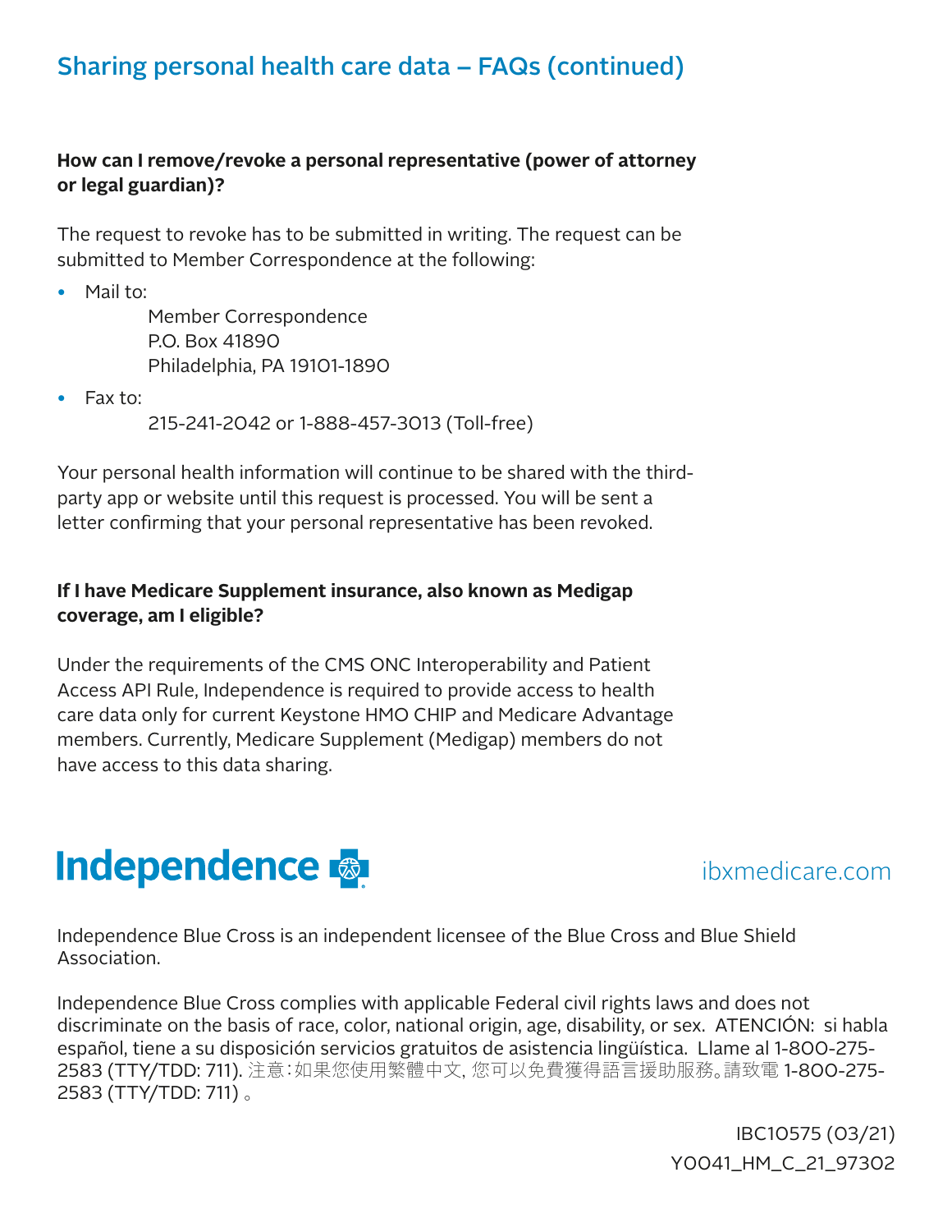## Sharing personal health care data – FAQs (continued)

**How can I remove/revoke a personal representative (power of attorney or legal guardian)?**

The request to revoke has to be submitted in writing. The request can be submitted to Member Correspondence at the following:

- Mail to:
  Member Correspondence
  P.O. Box 41890
  Philadelphia, PA 19101-1890
- Fax to:
  215-241-2042 or 1-888-457-3013 (Toll-free)

Your personal health information will continue to be shared with the third-party app or website until this request is processed. You will be sent a letter confirming that your personal representative has been revoked.

**If I have Medicare Supplement insurance, also known as Medigap coverage, am I eligible?**

Under the requirements of the CMS ONC Interoperability and Patient Access API Rule, Independence is required to provide access to health care data only for current Keystone HMO CHIP and Medicare Advantage members. Currently, Medicare Supplement (Medigap) members do not have access to this data sharing.

**Independence**

ibxmedicare.com

Independence Blue Cross is an independent licensee of the Blue Cross and Blue Shield Association.

Independence Blue Cross complies with applicable Federal civil rights laws and does not discriminate on the basis of race, color, national origin, age, disability, or sex. ATENCIÓN: si habla español, tiene a su disposición servicios gratuitos de asistencia lingüística. Llame al 1-800-275-2583 (TTY/TDD: 711). 注意：如果您使用繁體中文, 您可以免費獲得語言援助服務。請致電 1-800-275-2583 (TTY/TDD: 711) 。

IBC10575 (03/21)
Y0041_HM_C_21_97302